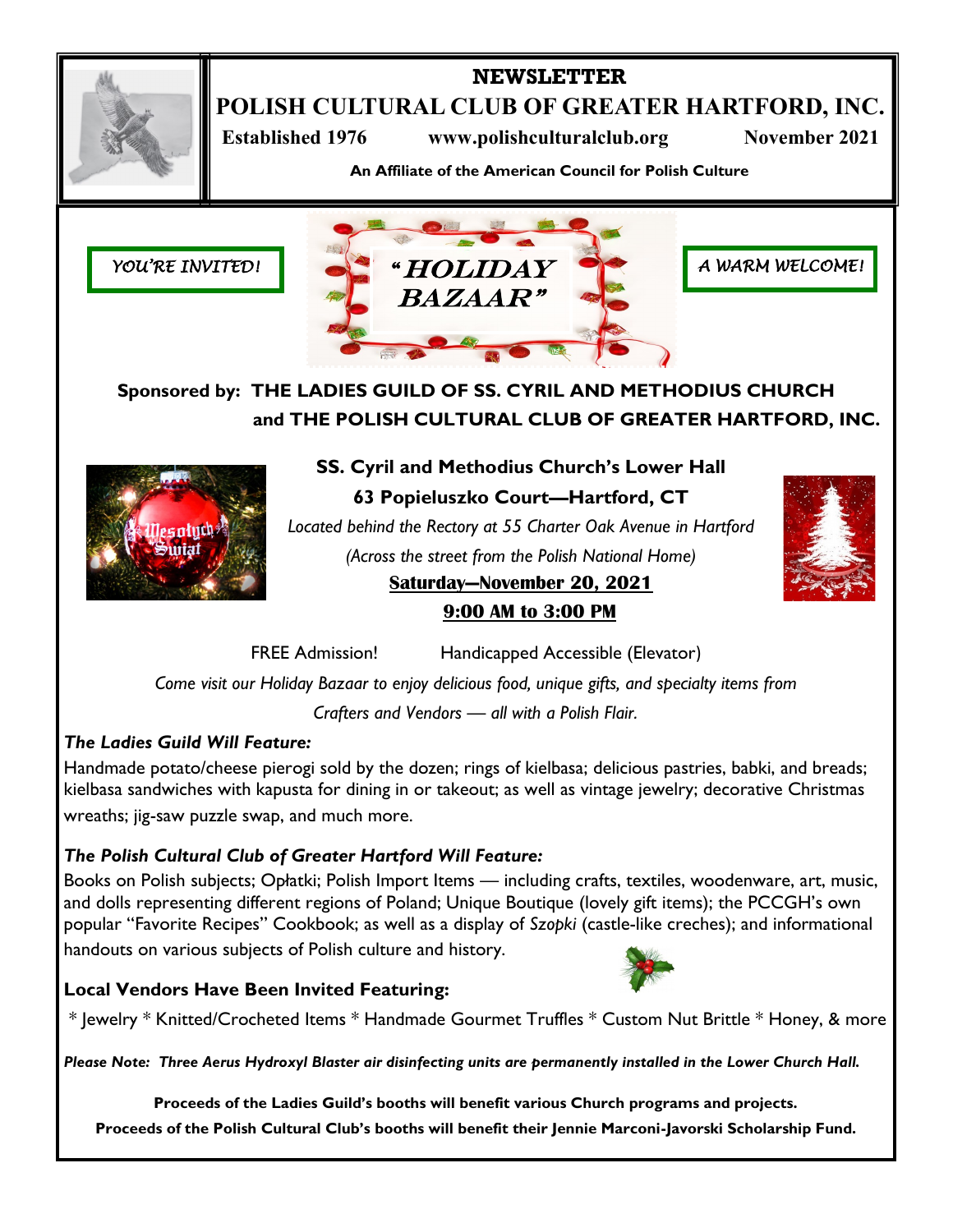# NEWSLETTER

## POLISH CULTURAL CLUB OF GREATER HARTFORD, INC.

**Established 1976** **www.polishculturalclub.org** **November 2021**

**An Affiliate of the American Council for Polish Culture**

*YOU'RE INVITED!*

# "HOLIDAY BAZAAR"

*A WARM WELCOME!*

**Sponsored by: THE LADIES GUILD OF SS. CYRIL AND METHODIUS CHURCH and THE POLISH CULTURAL CLUB OF GREATER HARTFORD, INC.**

**SS. Cyril and Methodius Church's Lower Hall**

**63 Popieluszko Court—Hartford, CT**

*Located behind the Rectory at 55 Charter Oak Avenue in Hartford*

*(Across the street from the Polish National Home)*

**Saturday—November 20, 2021**

**9:00 AM to 3:00 PM**

FREE Admission! Handicapped Accessible (Elevator)

*Come visit our Holiday Bazaar to enjoy delicious food, unique gifts, and specialty items from Crafters and Vendors — all with a Polish Flair.*

### *The Ladies Guild Will Feature:*

Handmade potato/cheese pierogi sold by the dozen; rings of kielbasa; delicious pastries, babki, and breads; kielbasa sandwiches with kapusta for dining in or takeout; as well as vintage jewelry; decorative Christmas wreaths; jig-saw puzzle swap, and much more.

### *The Polish Cultural Club of Greater Hartford Will Feature:*

Books on Polish subjects; Opłatki; Polish Import Items — including crafts, textiles, woodenware, art, music, and dolls representing different regions of Poland; Unique Boutique (lovely gift items); the PCCGH's own popular "Favorite Recipes" Cookbook; as well as a display of *Szopki* (castle-like creches); and informational handouts on various subjects of Polish culture and history.

### Local Vendors Have Been Invited Featuring:

* Jewelry * Knitted/Crocheted Items * Handmade Gourmet Truffles * Custom Nut Brittle * Honey, & more

***Please Note: Three Aerus Hydroxyl Blaster air disinfecting units are permanently installed in the Lower Church Hall.***

**Proceeds of the Ladies Guild's booths will benefit various Church programs and projects.**

**Proceeds of the Polish Cultural Club's booths will benefit their Jennie Marconi-Javorski Scholarship Fund.**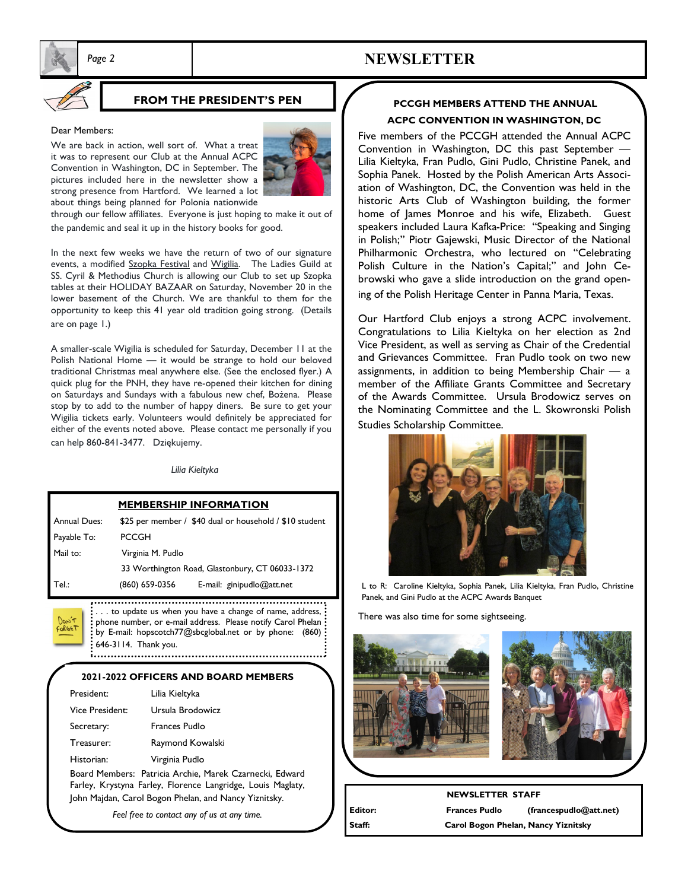## FROM THE PRESIDENT'S PEN

Dear Members:

We are back in action, well sort of. What a treat it was to represent our Club at the Annual ACPC Convention in Washington, DC in September. The pictures included here in the newsletter show a strong presence from Hartford. We learned a lot about things being planned for Polonia nationwide through our fellow affiliates. Everyone is just hoping to make it out of the pandemic and seal it up in the history books for good.

In the next few weeks we have the return of two of our signature events, a modified Szopka Festival and Wigilia. The Ladies Guild at SS. Cyril & Methodius Church is allowing our Club to set up Szopka tables at their HOLIDAY BAZAAR on Saturday, November 20 in the lower basement of the Church. We are thankful to them for the opportunity to keep this 41 year old tradition going strong. (Details are on page 1.)

A smaller-scale Wigilia is scheduled for Saturday, December 11 at the Polish National Home — it would be strange to hold our beloved traditional Christmas meal anywhere else. (See the enclosed flyer.) A quick plug for the PNH, they have re-opened their kitchen for dining on Saturdays and Sundays with a fabulous new chef, Bożena. Please stop by to add to the number of happy diners. Be sure to get your Wigilia tickets early. Volunteers would definitely be appreciated for either of the events noted above. Please contact me personally if you can help 860-841-3477. Dziękujemy.

*Lilia Kieltyka*

## MEMBERSHIP INFORMATION

| | |
|---|---|
| Annual Dues: | $25 per member / $40 dual or household / $10 student |
| Payable To: | PCCGH |
| Mail to: | Virginia M. Pudlo<br>33 Worthington Road, Glastonbury, CT 06033-1372 |
| Tel.: | (860) 659-0356 E-mail: ginipudlo@att.net |

. . . to update us when you have a change of name, address, phone number, or e-mail address. Please notify Carol Phelan by E-mail: hopscotch77@sbcglobal.net or by phone: (860) 646-3114. Thank you.

## 2021-2022 OFFICERS AND BOARD MEMBERS

| | |
|---|---|
| President: | Lilia Kieltyka |
| Vice President: | Ursula Brodowicz |
| Secretary: | Frances Pudlo |
| Treasurer: | Raymond Kowalski |
| Historian: | Virginia Pudlo |

Board Members: Patricia Archie, Marek Czarnecki, Edward Farley, Krystyna Farley, Florence Langridge, Louis Maglaty, John Majdan, Carol Bogon Phelan, and Nancy Yiznitsky.

*Feel free to contact any of us at any time.*

## PCCGH MEMBERS ATTEND THE ANNUAL ACPC CONVENTION IN WASHINGTON, DC

Five members of the PCCGH attended the Annual ACPC Convention in Washington, DC this past September — Lilia Kieltyka, Fran Pudlo, Gini Pudlo, Christine Panek, and Sophia Panek. Hosted by the Polish American Arts Association of Washington, DC, the Convention was held in the historic Arts Club of Washington building, the former home of James Monroe and his wife, Elizabeth. Guest speakers included Laura Kafka-Price: "Speaking and Singing in Polish;" Piotr Gajewski, Music Director of the National Philharmonic Orchestra, who lectured on "Celebrating Polish Culture in the Nation's Capital;" and John Cebrowski who gave a slide introduction on the grand opening of the Polish Heritage Center in Panna Maria, Texas.

Our Hartford Club enjoys a strong ACPC involvement. Congratulations to Lilia Kieltyka on her election as 2nd Vice President, as well as serving as Chair of the Credential and Grievances Committee. Fran Pudlo took on two new assignments, in addition to being Membership Chair — a member of the Affiliate Grants Committee and Secretary of the Awards Committee. Ursula Brodowicz serves on the Nominating Committee and the L. Skowronski Polish Studies Scholarship Committee.

L to R: Caroline Kieltyka, Sophia Panek, Lilia Kieltyka, Fran Pudlo, Christine Panek, and Gini Pudlo at the ACPC Awards Banquet

There was also time for some sightseeing.

## NEWSLETTER STAFF

| | | |
|---|---|---|
| **Editor:** | **Frances Pudlo** | **(francespudlo@att.net)** |
| **Staff:** | **Carol Bogon Phelan, Nancy Yiznitsky** | |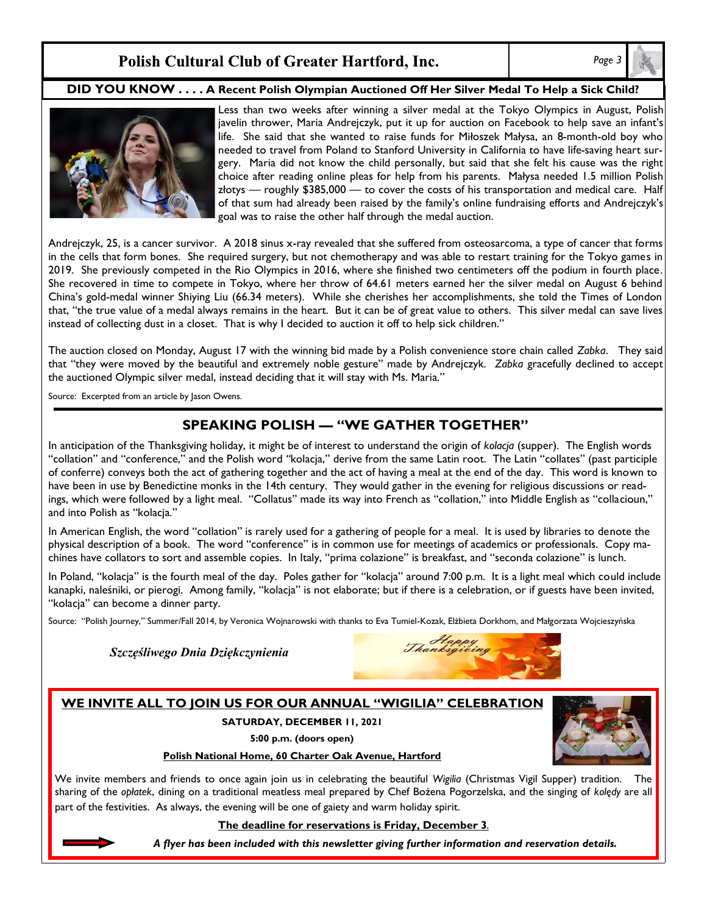## DID YOU KNOW . . . . A Recent Polish Olympian Auctioned Off Her Silver Medal To Help a Sick Child?

Less than two weeks after winning a silver medal at the Tokyo Olympics in August, Polish javelin thrower, Maria Andrejczyk, put it up for auction on Facebook to help save an infant's life. She said that she wanted to raise funds for Miłoszek Małysa, an 8-month-old boy who needed to travel from Poland to Stanford University in California to have life-saving heart surgery. Maria did not know the child personally, but said that she felt his cause was the right choice after reading online pleas for help from his parents. Małysa needed 1.5 million Polish złotys — roughly $385,000 — to cover the costs of his transportation and medical care. Half of that sum had already been raised by the family's online fundraising efforts and Andrejczyk's goal was to raise the other half through the medal auction.

Andrejczyk, 25, is a cancer survivor. A 2018 sinus x-ray revealed that she suffered from osteosarcoma, a type of cancer that forms in the cells that form bones. She required surgery, but not chemotherapy and was able to restart training for the Tokyo games in 2019. She previously competed in the Rio Olympics in 2016, where she finished two centimeters off the podium in fourth place. She recovered in time to compete in Tokyo, where her throw of 64.61 meters earned her the silver medal on August 6 behind China's gold-medal winner Shiying Liu (66.34 meters). While she cherishes her accomplishments, she told the Times of London that, "the true value of a medal always remains in the heart. But it can be of great value to others. This silver medal can save lives instead of collecting dust in a closet. That is why I decided to auction it off to help sick children."

The auction closed on Monday, August 17 with the winning bid made by a Polish convenience store chain called *Zabka*. They said that "they were moved by the beautiful and extremely noble gesture" made by Andrejczyk. *Zabka* gracefully declined to accept the auctioned Olympic silver medal, instead deciding that it will stay with Ms. Maria."

Source: Excerpted from an article by Jason Owens.

## SPEAKING POLISH — "WE GATHER TOGETHER"

In anticipation of the Thanksgiving holiday, it might be of interest to understand the origin of *kolacja* (supper). The English words "collation" and "conference," and the Polish word "kolacja," derive from the same Latin root. The Latin "collates" (past participle of conferre) conveys both the act of gathering together and the act of having a meal at the end of the day. This word is known to have been in use by Benedictine monks in the 14th century. They would gather in the evening for religious discussions or readings, which were followed by a light meal. "Collatus" made its way into French as "collation," into Middle English as "collacioun," and into Polish as "kolacja."

In American English, the word "collation" is rarely used for a gathering of people for a meal. It is used by libraries to denote the physical description of a book. The word "conference" is in common use for meetings of academics or professionals. Copy machines have collators to sort and assemble copies. In Italy, "prima colazione" is breakfast, and "seconda colazione" is lunch.

In Poland, "kolacja" is the fourth meal of the day. Poles gather for "kolacja" around 7:00 p.m. It is a light meal which could include kanapki, naleśniki, or pierogi. Among family, "kolacja" is not elaborate; but if there is a celebration, or if guests have been invited, "kolacja" can become a dinner party.

Source: "Polish Journey," Summer/Fall 2014, by Veronica Wojnarowski with thanks to Eva Tumiel-Kozak, Elżbieta Dorkhom, and Małgorzata Wojcieszyńska

***Szczęśliwego Dnia Dziękczynienia***

Happy Thanksgiving

## WE INVITE ALL TO JOIN US FOR OUR ANNUAL "WIGILIA" CELEBRATION

**SATURDAY, DECEMBER 11, 2021**

**5:00 p.m. (doors open)**

**Polish National Home, 60 Charter Oak Avenue, Hartford**

We invite members and friends to once again join us in celebrating the beautiful *Wigilia* (Christmas Vigil Supper) tradition. The sharing of the *opłatek*, dining on a traditional meatless meal prepared by Chef Bożena Pogorzelska, and the singing of *kolędy* are all part of the festivities. As always, the evening will be one of gaiety and warm holiday spirit.

**The deadline for reservations is Friday, December 3.**

***A flyer has been included with this newsletter giving further information and reservation details.***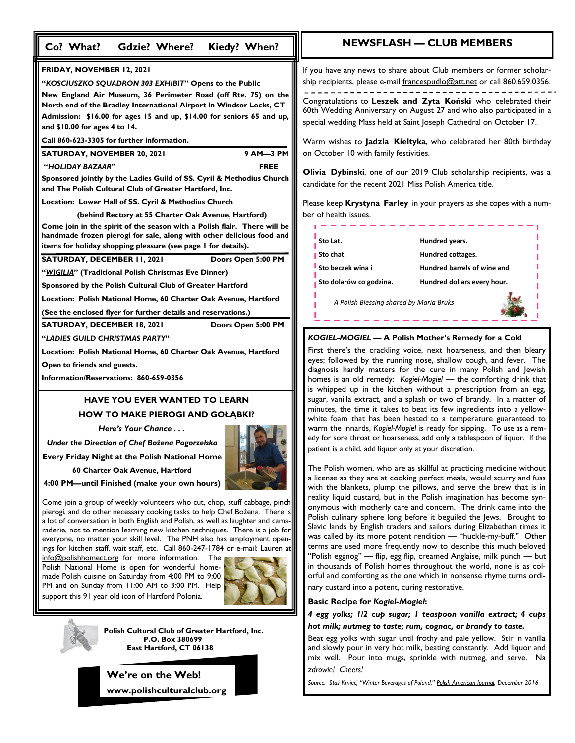## Co? What? Gdzie? Where? Kiedy? When?

**FRIDAY, NOVEMBER 12, 2021**

**"*KOSCIUSZKO SQUADRON 303 EXHIBIT*" Opens to the Public**

**New England Air Museum, 36 Perimeter Road (off Rte. 75) on the North end of the Bradley International Airport in Windsor Locks, CT**

**Admission: $16.00 for ages 15 and up, $14.00 for seniors 65 and up, and $10.00 for ages 4 to 14.**

**Call 860-623-3305 for further information.**

**SATURDAY, NOVEMBER 20, 2021 — 9 AM—3 PM**

**"*HOLIDAY BAZAAR*" — FREE**

**Sponsored jointly by the Ladies Guild of SS. Cyril & Methodius Church and The Polish Cultural Club of Greater Hartford, Inc.**

**Location: Lower Hall of SS. Cyril & Methodius Church**

**(behind Rectory at 55 Charter Oak Avenue, Hartford)**

**Come join in the spirit of the season with a Polish flair. There will be handmade frozen pierogi for sale, along with other delicious food and items for holiday shopping pleasure (see page 1 for details).**

**SATURDAY, DECEMBER 11, 2021 — Doors Open 5:00 PM**

**"*WIGILIA*" (Traditional Polish Christmas Eve Dinner)**

**Sponsored by the Polish Cultural Club of Greater Hartford**

**Location: Polish National Home, 60 Charter Oak Avenue, Hartford**

**(See the enclosed flyer for further details and reservations.)**

**SATURDAY, DECEMBER 18, 2021 — Doors Open 5:00 PM**

**"*LADIES GUILD CHRISTMAS PARTY*"**

**Location: Polish National Home, 60 Charter Oak Avenue, Hartford**

**Open to friends and guests.**

**Information/Reservations: 860-659-0356**

## HAVE YOU EVER WANTED TO LEARN HOW TO MAKE PIEROGI AND GOŁĄBKI?

***Here's Your Chance . . .***

***Under the Direction of Chef Bożena Pogorzelska***

**Every Friday Night at the Polish National Home**

**60 Charter Oak Avenue, Hartford**

**4:00 PM—until Finished (make your own hours)**

Come join a group of weekly volunteers who cut, chop, stuff cabbage, pinch pierogi, and do other necessary cooking tasks to help Chef Bożena. There is a lot of conversation in both English and Polish, as well as laughter and camaraderie, not to mention learning new kitchen techniques. There is a job for everyone, no matter your skill level. The PNH also has employment openings for kitchen staff, wait staff, etc. Call 860-247-1784 or e-mail: Lauren at info@polishhomect.org for more information. The Polish National Home is open for wonderful homemade Polish cuisine on Saturday from 4:00 PM to 9:00 PM and on Sunday from 11:00 AM to 3:00 PM. Help support this 91 year old icon of Hartford Polonia.

**Polish Cultural Club of Greater Hartford, Inc.**
**P.O. Box 380699**
**East Hartford, CT 06138**

**We're on the Web!**
**www.polishculturalclub.org**

## NEWSFLASH — CLUB MEMBERS

If you have any news to share about Club members or former scholarship recipients, please e-mail francespudlo@att.net or call 860.659.0356.

Congratulations to **Leszek and Zyta Koński** who celebrated their 60th Wedding Anniversary on August 27 and who also participated in a special wedding Mass held at Saint Joseph Cathedral on October 17.

Warm wishes to **Jadzia Kieltyka**, who celebrated her 80th birthday on October 10 with family festivities.

**Olivia Dybinski**, one of our 2019 Club scholarship recipients, was a candidate for the recent 2021 Miss Polish America title.

Please keep **Krystyna Farley** in your prayers as she copes with a number of health issues.

| | |
|---|---|
| **Sto Lat.** | **Hundred years.** |
| **Sto chat.** | **Hundred cottages.** |
| **Sto beczek wina i** | **Hundred barrels of wine and** |
| **Sto dolarów co godzina.** | **Hundred dollars every hour.** |

*A Polish Blessing shared by Maria Bruks*

### *KOGIEL-MOGIEL* — A Polish Mother's Remedy for a Cold

First there's the crackling voice, next hoarseness, and then bleary eyes; followed by the running nose, shallow cough, and fever. The diagnosis hardly matters for the cure in many Polish and Jewish homes is an old remedy: *Kogiel-Mogiel* — the comforting drink that is whipped up in the kitchen without a prescription from an egg, sugar, vanilla extract, and a splash or two of brandy. In a matter of minutes, the time it takes to beat its few ingredients into a yellow-white foam that has been heated to a temperature guaranteed to warm the innards, *Kogiel-Mogiel* is ready for sipping. To use as a remedy for sore throat or hoarseness, add only a tablespoon of liquor. If the patient is a child, add liquor only at your discretion.

The Polish women, who are as skillful at practicing medicine without a license as they are at cooking perfect meals, would scurry and fuss with the blankets, plump the pillows, and serve the brew that is in reality liquid custard, but in the Polish imagination has become synonymous with motherly care and concern. The drink came into the Polish culinary sphere long before it beguiled the Jews. Brought to Slavic lands by English traders and sailors during Elizabethan times it was called by its more potent rendition — "huckle-my-buff." Other terms are used more frequently now to describe this much beloved "Polish eggnog" — flip, egg flip, creamed Anglaise, milk punch — but in thousands of Polish homes throughout the world, none is as colorful and comforting as the one which in nonsense rhyme turns ordinary custard into a potent, curing restorative.

**Basic Recipe for *Kogiel-Mogiel*:**

***4 egg yolks; 1/2 cup sugar; 1 teaspoon vanilla extract; 4 cups hot milk; nutmeg to taste; rum, cognac, or brandy to taste.***

Beat egg yolks with sugar until frothy and pale yellow. Stir in vanilla and slowly pour in very hot milk, beating constantly. Add liquor and mix well. Pour into mugs, sprinkle with nutmeg, and serve. *Na zdrowie! Cheers!*

*Source: Staś Kmieć, "Winter Beverages of Poland," Polish American Journal, December 2016*